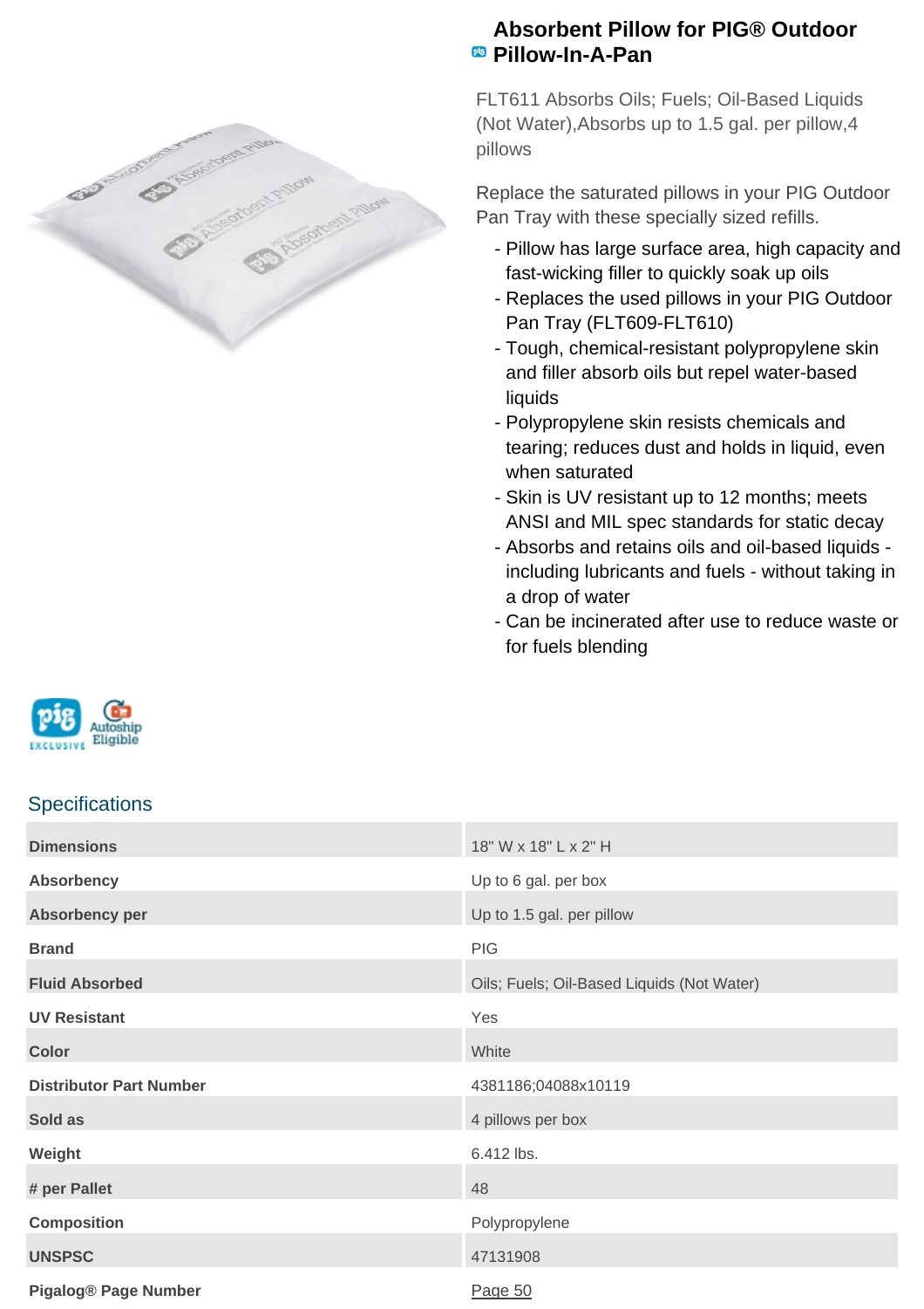# Absorbent Pillow for PIG® Outdoor Pillow-In-A-Pan

FLT611 Absorbs Oils; Fuels; Oil-Based Liquids (Not Water),Absorbs up to 1.5 gal. per pillow,4 pillows

Replace the saturated pillows in your PIG Outdoor Pan Tray with these specially sized refills.

- Pillow has large surface area, high capacity and fast-wicking filler to quickly soak up oils
- Replaces the used pillows in your PIG Outdoor Pan Tray (FLT609-FLT610)
- Tough, chemical-resistant polypropylene skin and filler absorb oils but repel water-based liquids
- Polypropylene skin resists chemicals and tearing; reduces dust and holds in liquid, even when saturated
- Skin is UV resistant up to 12 months; meets ANSI and MIL spec standards for static decay
- Absorbs and retains oils and oil-based liquids - including lubricants and fuels - without taking in a drop of water
- Can be incinerated after use to reduce waste or for fuels blending

PIG EXCLUSIVE Autoship Eligible

## Specifications

| | |
|---|---|
| **Dimensions** | 18" W x 18" L x 2" H |
| **Absorbency** | Up to 6 gal. per box |
| **Absorbency per** | Up to 1.5 gal. per pillow |
| **Brand** | PIG |
| **Fluid Absorbed** | Oils; Fuels; Oil-Based Liquids (Not Water) |
| **UV Resistant** | Yes |
| **Color** | White |
| **Distributor Part Number** | 4381186;04088x10119 |
| **Sold as** | 4 pillows per box |
| **Weight** | 6.412 lbs. |
| **# per Pallet** | 48 |
| **Composition** | Polypropylene |
| **UNSPSC** | 47131908 |
| **Pigalog® Page Number** | Page 50 |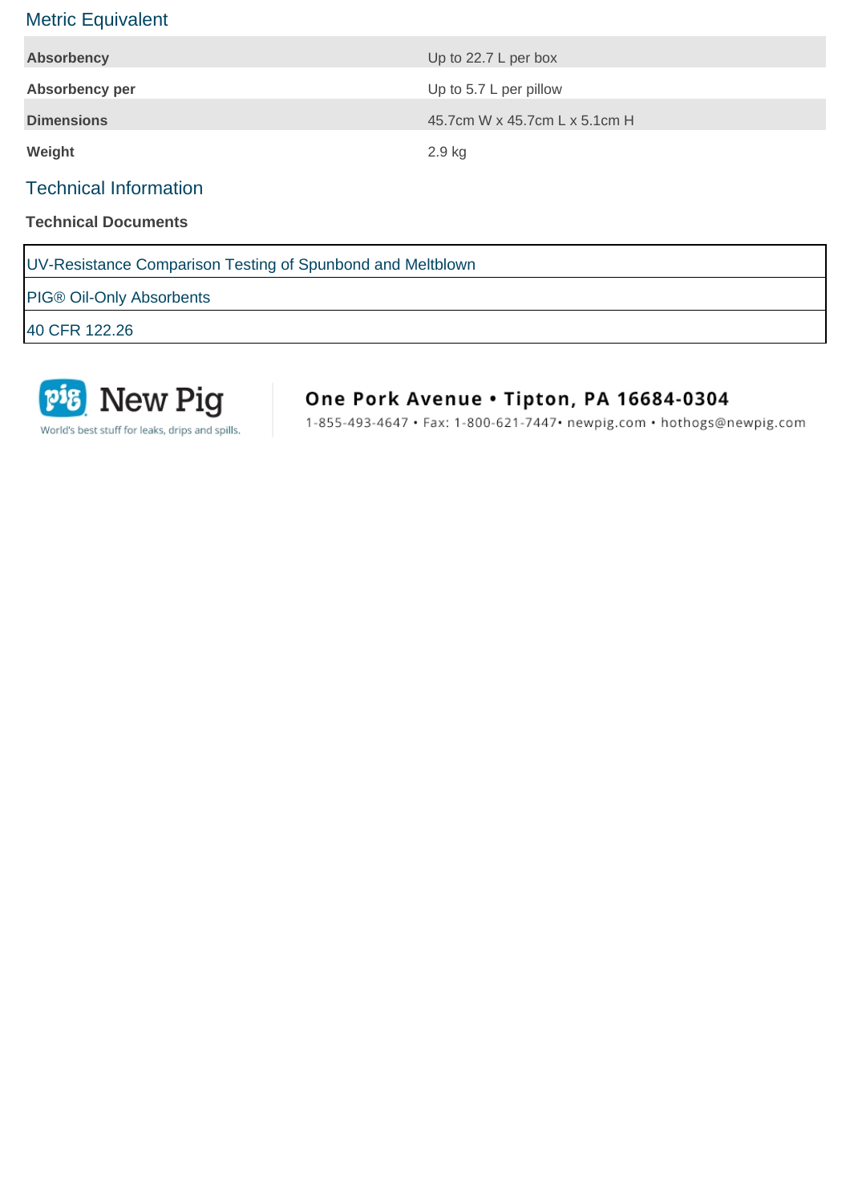## Metric Equivalent

| | |
|---|---|
| **Absorbency** | Up to 22.7 L per box |
| **Absorbency per** | Up to 5.7 L per pillow |
| **Dimensions** | 45.7cm W x 45.7cm L x 5.1cm H |
| **Weight** | 2.9 kg |

## Technical Information

**Technical Documents**

| |
|---|
| UV-Resistance Comparison Testing of Spunbond and Meltblown |
| PIG® Oil-Only Absorbents |
| 40 CFR 122.26 |

New Pig
World's best stuff for leaks, drips and spills.

One Pork Avenue • Tipton, PA 16684-0304
1-855-493-4647 • Fax: 1-800-621-7447• newpig.com • hothogs@newpig.com